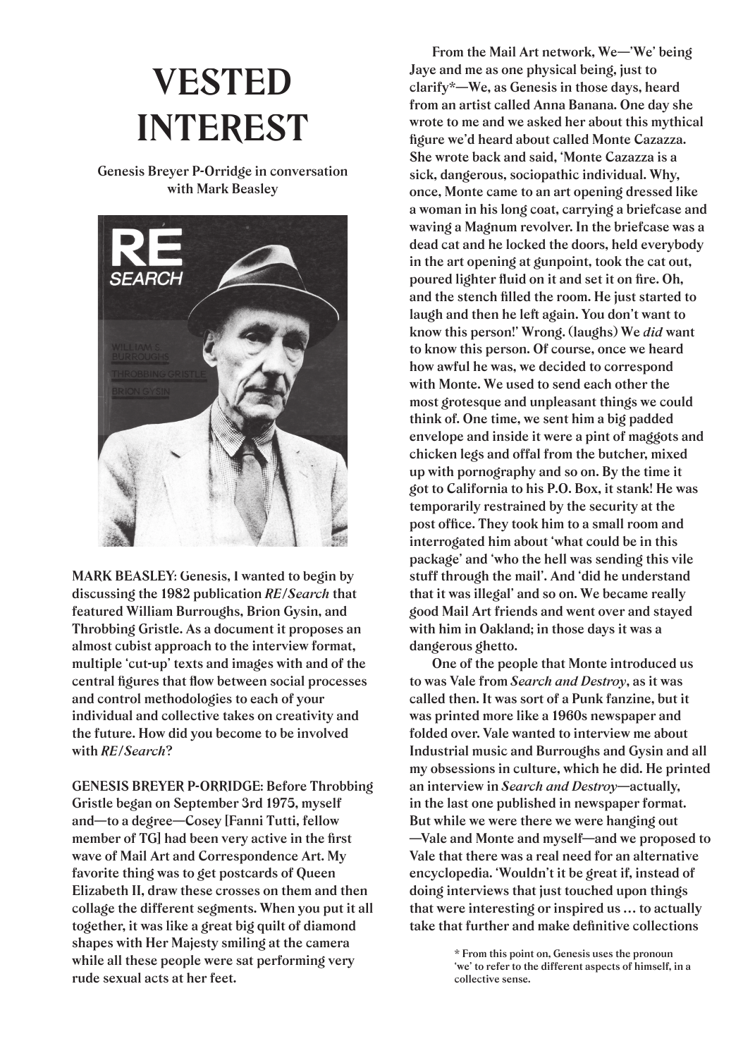# VESTED INTEREST

**Genesis Breyer P-Orridge in conversation with Mark Beasley**

**MARK BEASLEY**: Genesis, I wanted to begin by discussing the 1982 publication *RE/Search* that featured William Burroughs, Brion Gysin, and Throbbing Gristle. As a document it proposes an almost cubist approach to the interview format, multiple 'cut-up' texts and images with and of the central figures that flow between social processes and control methodologies to each of your individual and collective takes on creativity and the future. How did you become to be involved with *RE/Search*?

**GENESIS BREYER P-ORRIDGE**: Before Throbbing Gristle began on September 3rd 1975, myself and—to a degree—Cosey [Fanni Tutti, fellow member of TG] had been very active in the first wave of Mail Art and Correspondence Art. My favorite thing was to get postcards of Queen Elizabeth II, draw these crosses on them and then collage the different segments. When you put it all together, it was like a great big quilt of diamond shapes with Her Majesty smiling at the camera while all these people were sat performing very rude sexual acts at her feet.

From the Mail Art network, We—'We' being Jaye and me as one physical being, just to clarify*—We, as Genesis in those days, heard from an artist called Anna Banana. One day she wrote to me and we asked her about this mythical figure we'd heard about called Monte Cazazza. She wrote back and said, 'Monte Cazazza is a sick, dangerous, sociopathic individual. Why, once, Monte came to an art opening dressed like a woman in his long coat, carrying a briefcase and waving a Magnum revolver. In the briefcase was a dead cat and he locked the doors, held everybody in the art opening at gunpoint, took the cat out, poured lighter fluid on it and set it on fire. Oh, and the stench filled the room. He just started to laugh and then he left again. You don't want to know this person!' Wrong. (laughs) We *did* want to know this person. Of course, once we heard how awful he was, we decided to correspond with Monte. We used to send each other the most grotesque and unpleasant things we could think of. One time, we sent him a big padded envelope and inside it were a pint of maggots and chicken legs and offal from the butcher, mixed up with pornography and so on. By the time it got to California to his P.O. Box, it stank! He was temporarily restrained by the security at the post office. They took him to a small room and interrogated him about 'what could be in this package' and 'who the hell was sending this vile stuff through the mail'. And 'did he understand that it was illegal' and so on. We became really good Mail Art friends and went over and stayed with him in Oakland; in those days it was a dangerous ghetto.

One of the people that Monte introduced us to was Vale from *Search and Destroy*, as it was called then. It was sort of a Punk fanzine, but it was printed more like a 1960s newspaper and folded over. Vale wanted to interview me about Industrial music and Burroughs and Gysin and all my obsessions in culture, which he did. He printed an interview in *Search and Destroy*—actually, in the last one published in newspaper format. But while we were there we were hanging out —Vale and Monte and myself—and we proposed to Vale that there was a real need for an alternative encyclopedia. 'Wouldn't it be great if, instead of doing interviews that just touched upon things that were interesting or inspired us … to actually take that further and make definitive collections

\* From this point on, Genesis uses the pronoun 'we' to refer to the different aspects of himself, in a collective sense.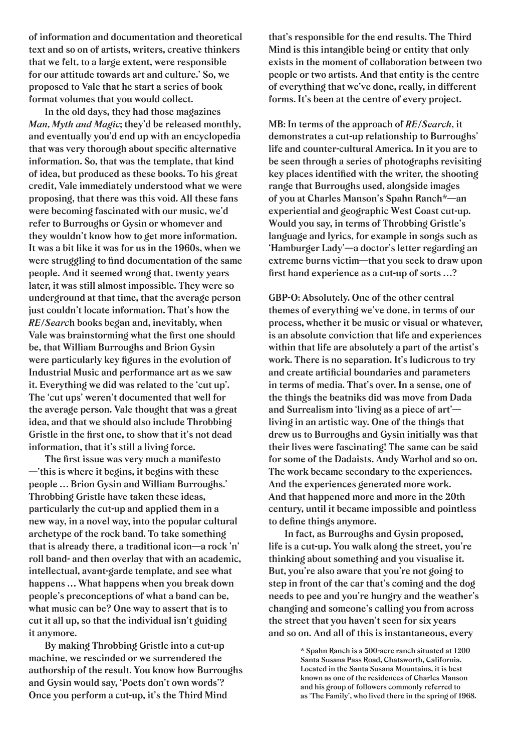of information and documentation and theoretical text and so on of artists, writers, creative thinkers that we felt, to a large extent, were responsible for our attitude towards art and culture.' So, we proposed to Vale that he start a series of book format volumes that you would collect.

In the old days, they had those magazines *Man, Myth and Magic*; they'd be released monthly, and eventually you'd end up with an encyclopedia that was very thorough about specific alternative information. So, that was the template, that kind of idea, but produced as these books. To his great credit, Vale immediately understood what we were proposing, that there was this void. All these fans were becoming fascinated with our music, we'd refer to Burroughs or Gysin or whomever and they wouldn't know how to get more information. It was a bit like it was for us in the 1960s, when we were struggling to find documentation of the same people. And it seemed wrong that, twenty years later, it was still almost impossible. They were so underground at that time, that the average person just couldn't locate information. That's how the *RE/Search* books began and, inevitably, when Vale was brainstorming what the first one should be, that William Burroughs and Brion Gysin were particularly key figures in the evolution of Industrial Music and performance art as we saw it. Everything we did was related to the 'cut up'. The 'cut ups' weren't documented that well for the average person. Vale thought that was a great idea, and that we should also include Throbbing Gristle in the first one, to show that it's not dead information, that it's still a living force.

The first issue was very much a manifesto —'this is where it begins, it begins with these people … Brion Gysin and William Burroughs.' Throbbing Gristle have taken these ideas, particularly the cut-up and applied them in a new way, in a novel way, into the popular cultural archetype of the rock band. To take something that is already there, a traditional icon—a rock 'n' roll band- and then overlay that with an academic, intellectual, avant-garde template, and see what happens … What happens when you break down people's preconceptions of what a band can be, what music can be? One way to assert that is to cut it all up, so that the individual isn't guiding it anymore.

By making Throbbing Gristle into a cut-up machine, we rescinded or we surrendered the authorship of the result. You know how Burroughs and Gysin would say, 'Poets don't own words'? Once you perform a cut-up, it's the Third Mind that's responsible for the end results. The Third Mind is this intangible being or entity that only exists in the moment of collaboration between two people or two artists. And that entity is the centre of everything that we've done, really, in different forms. It's been at the centre of every project.

MB: In terms of the approach of *RE/Search*, it demonstrates a cut-up relationship to Burroughs' life and counter-cultural America. In it you are to be seen through a series of photographs revisiting key places identified with the writer, the shooting range that Burroughs used, alongside images of you at Charles Manson's Spahn Ranch*—an experiential and geographic West Coast cut-up. Would you say, in terms of Throbbing Gristle's language and lyrics, for example in songs such as 'Hamburger Lady'—a doctor's letter regarding an extreme burns victim—that you seek to draw upon first hand experience as a cut-up of sorts …?

GBP-O: Absolutely. One of the other central themes of everything we've done, in terms of our process, whether it be music or visual or whatever, is an absolute conviction that life and experiences within that life are absolutely a part of the artist's work. There is no separation. It's ludicrous to try and create artificial boundaries and parameters in terms of media. That's over. In a sense, one of the things the beatniks did was move from Dada and Surrealism into 'living as a piece of art'—living in an artistic way. One of the things that drew us to Burroughs and Gysin initially was that their lives were fascinating! The same can be said for some of the Dadaists, Andy Warhol and so on. The work became secondary to the experiences. And the experiences generated more work. And that happened more and more in the 20th century, until it became impossible and pointless to define things anymore.

In fact, as Burroughs and Gysin proposed, life is a cut-up. You walk along the street, you're thinking about something and you visualise it. But, you're also aware that you're not going to step in front of the car that's coming and the dog needs to pee and you're hungry and the weather's changing and someone's calling you from across the street that you haven't seen for six years and so on. And all of this is instantaneous, every

\* Spahn Ranch is a 500-acre ranch situated at 1200 Santa Susana Pass Road, Chatsworth, California. Located in the Santa Susana Mountains, it is best known as one of the residences of Charles Manson and his group of followers commonly referred to as 'The Family', who lived there in the spring of 1968.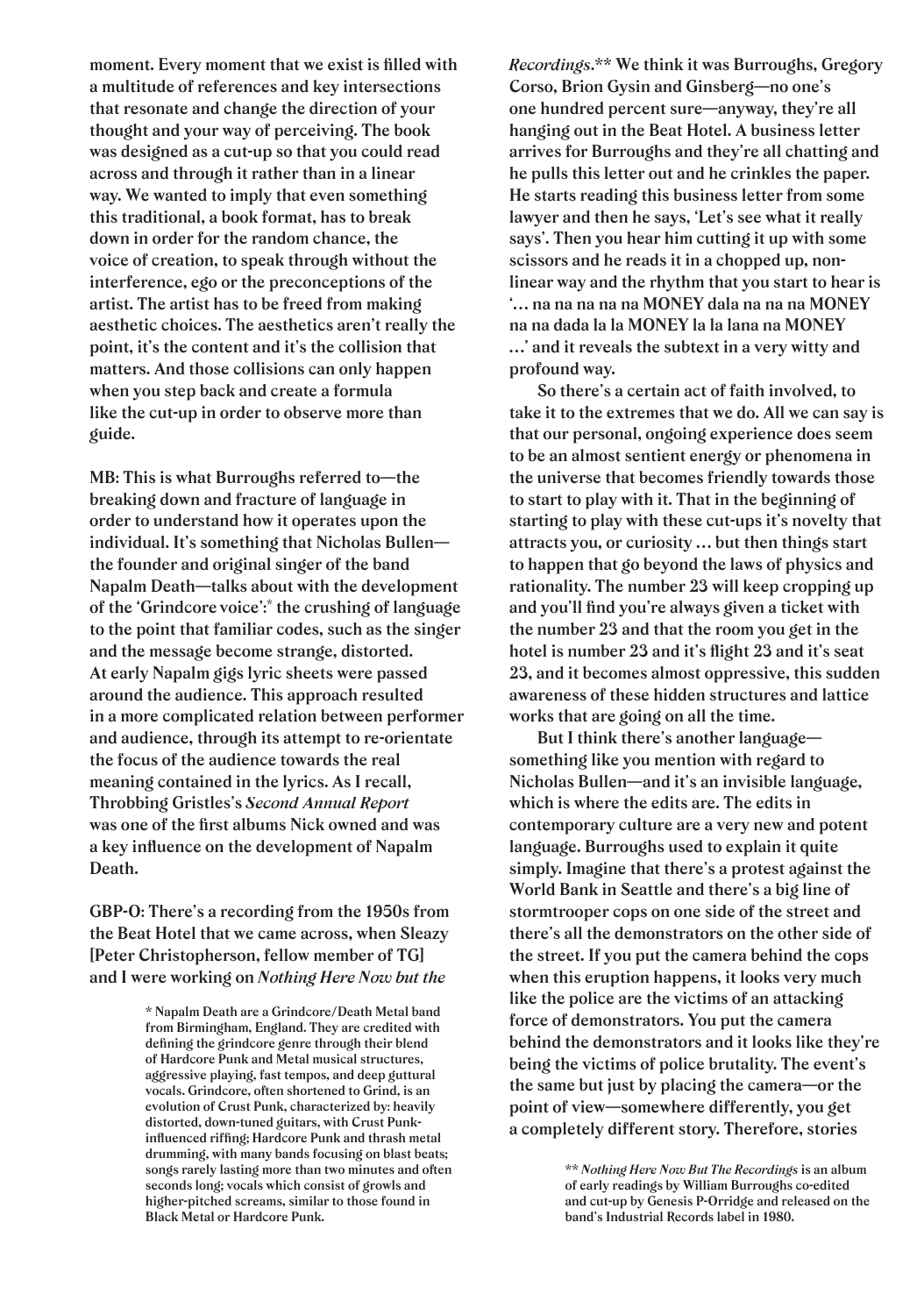moment. Every moment that we exist is filled with a multitude of references and key intersections that resonate and change the direction of your thought and your way of perceiving. The book was designed as a cut-up so that you could read across and through it rather than in a linear way. We wanted to imply that even something this traditional, a book format, has to break down in order for the random chance, the voice of creation, to speak through without the interference, ego or the preconceptions of the artist. The artist has to be freed from making aesthetic choices. The aesthetics aren't really the point, it's the content and it's the collision that matters. And those collisions can only happen when you step back and create a formula like the cut-up in order to observe more than guide.

MB: This is what Burroughs referred to—the breaking down and fracture of language in order to understand how it operates upon the individual. It's something that Nicholas Bullen—the founder and original singer of the band Napalm Death—talks about with the development of the 'Grindcore voice':* the crushing of language to the point that familiar codes, such as the singer and the message become strange, distorted. At early Napalm gigs lyric sheets were passed around the audience. This approach resulted in a more complicated relation between performer and audience, through its attempt to re-orientate the focus of the audience towards the real meaning contained in the lyrics. As I recall, Throbbing Gristles's *Second Annual Report* was one of the first albums Nick owned and was a key influence on the development of Napalm Death.

GBP-O: There's a recording from the 1950s from the Beat Hotel that we came across, when Sleazy [Peter Christopherson, fellow member of TG] and I were working on *Nothing Here Now but the Recordings*.** We think it was Burroughs, Gregory Corso, Brion Gysin and Ginsberg—no one's one hundred percent sure—anyway, they're all hanging out in the Beat Hotel. A business letter arrives for Burroughs and they're all chatting and he pulls this letter out and he crinkles the paper. He starts reading this business letter from some lawyer and then he says, 'Let's see what it really says'. Then you hear him cutting it up with some scissors and he reads it in a chopped up, non-linear way and the rhythm that you start to hear is '… na na na na na MONEY dala na na na MONEY na na dada la la MONEY la la lana na MONEY …' and it reveals the subtext in a very witty and profound way.

So there's a certain act of faith involved, to take it to the extremes that we do. All we can say is that our personal, ongoing experience does seem to be an almost sentient energy or phenomena in the universe that becomes friendly towards those to start to play with it. That in the beginning of starting to play with these cut-ups it's novelty that attracts you, or curiosity … but then things start to happen that go beyond the laws of physics and rationality. The number 23 will keep cropping up and you'll find you're always given a ticket with the number 23 and that the room you get in the hotel is number 23 and it's flight 23 and it's seat 23, and it becomes almost oppressive, this sudden awareness of these hidden structures and lattice works that are going on all the time.

But I think there's another language—something like you mention with regard to Nicholas Bullen—and it's an invisible language, which is where the edits are. The edits in contemporary culture are a very new and potent language. Burroughs used to explain it quite simply. Imagine that there's a protest against the World Bank in Seattle and there's a big line of stormtrooper cops on one side of the street and there's all the demonstrators on the other side of the street. If you put the camera behind the cops when this eruption happens, it looks very much like the police are the victims of an attacking force of demonstrators. You put the camera behind the demonstrators and it looks like they're being the victims of police brutality. The event's the same but just by placing the camera—or the point of view—somewhere differently, you get a completely different story. Therefore, stories

* Napalm Death are a Grindcore/Death Metal band from Birmingham, England. They are credited with defining the grindcore genre through their blend of Hardcore Punk and Metal musical structures, aggressive playing, fast tempos, and deep guttural vocals. Grindcore, often shortened to Grind, is an evolution of Crust Punk, characterized by: heavily distorted, down-tuned guitars, with Crust Punk-influenced riffing; Hardcore Punk and thrash metal drumming, with many bands focusing on blast beats; songs rarely lasting more than two minutes and often seconds long; vocals which consist of growls and higher-pitched screams, similar to those found in Black Metal or Hardcore Punk.

** *Nothing Here Now But The Recordings* is an album of early readings by William Burroughs co-edited and cut-up by Genesis P-Orridge and released on the band's Industrial Records label in 1980.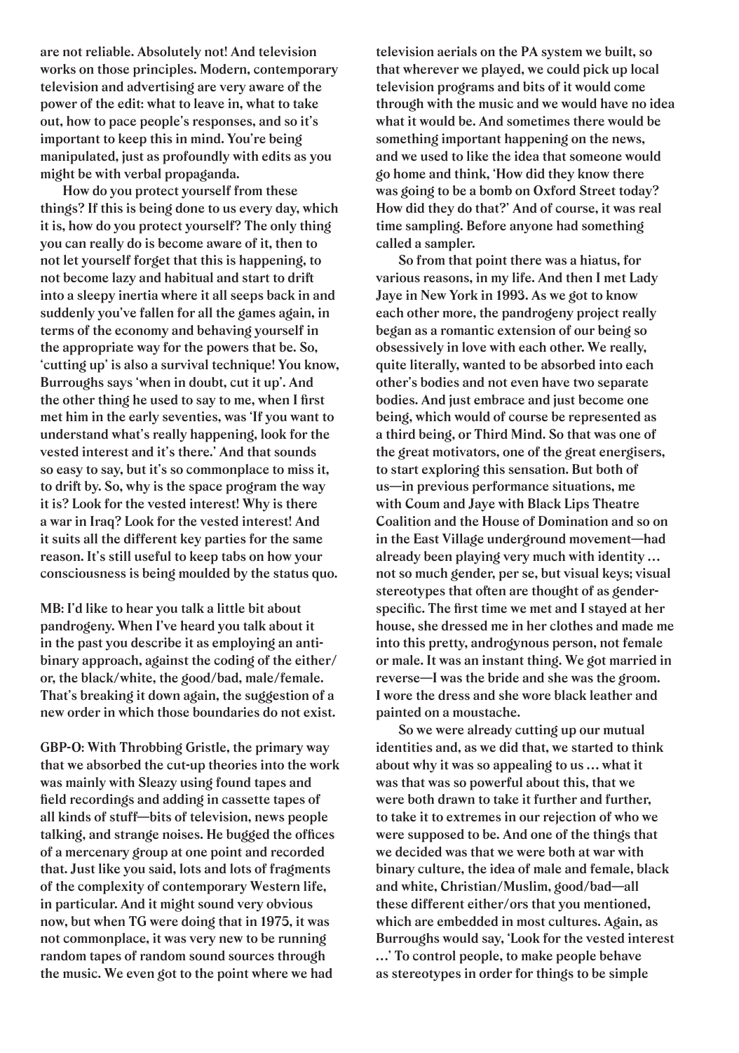are not reliable. Absolutely not! And television works on those principles. Modern, contemporary television and advertising are very aware of the power of the edit: what to leave in, what to take out, how to pace people's responses, and so it's important to keep this in mind. You're being manipulated, just as profoundly with edits as you might be with verbal propaganda.

How do you protect yourself from these things? If this is being done to us every day, which it is, how do you protect yourself? The only thing you can really do is become aware of it, then to not let yourself forget that this is happening, to not become lazy and habitual and start to drift into a sleepy inertia where it all seeps back in and suddenly you've fallen for all the games again, in terms of the economy and behaving yourself in the appropriate way for the powers that be. So, 'cutting up' is also a survival technique! You know, Burroughs says 'when in doubt, cut it up'. And the other thing he used to say to me, when I first met him in the early seventies, was 'If you want to understand what's really happening, look for the vested interest and it's there.' And that sounds so easy to say, but it's so commonplace to miss it, to drift by. So, why is the space program the way it is? Look for the vested interest! Why is there a war in Iraq? Look for the vested interest! And it suits all the different key parties for the same reason. It's still useful to keep tabs on how your consciousness is being moulded by the status quo.

MB: I'd like to hear you talk a little bit about pandrogeny. When I've heard you talk about it in the past you describe it as employing an anti-binary approach, against the coding of the either/or, the black/white, the good/bad, male/female. That's breaking it down again, the suggestion of a new order in which those boundaries do not exist.

GBP-O: With Throbbing Gristle, the primary way that we absorbed the cut-up theories into the work was mainly with Sleazy using found tapes and field recordings and adding in cassette tapes of all kinds of stuff—bits of television, news people talking, and strange noises. He bugged the offices of a mercenary group at one point and recorded that. Just like you said, lots and lots of fragments of the complexity of contemporary Western life, in particular. And it might sound very obvious now, but when TG were doing that in 1975, it was not commonplace, it was very new to be running random tapes of random sound sources through the music. We even got to the point where we had television aerials on the PA system we built, so that wherever we played, we could pick up local television programs and bits of it would come through with the music and we would have no idea what it would be. And sometimes there would be something important happening on the news, and we used to like the idea that someone would go home and think, 'How did they know there was going to be a bomb on Oxford Street today? How did they do that?' And of course, it was real time sampling. Before anyone had something called a sampler.

So from that point there was a hiatus, for various reasons, in my life. And then I met Lady Jaye in New York in 1993. As we got to know each other more, the pandrogeny project really began as a romantic extension of our being so obsessively in love with each other. We really, quite literally, wanted to be absorbed into each other's bodies and not even have two separate bodies. And just embrace and just become one being, which would of course be represented as a third being, or Third Mind. So that was one of the great motivators, one of the great energisers, to start exploring this sensation. But both of us—in previous performance situations, me with Coum and Jaye with Black Lips Theatre Coalition and the House of Domination and so on in the East Village underground movement—had already been playing very much with identity … not so much gender, per se, but visual keys; visual stereotypes that often are thought of as gender-specific. The first time we met and I stayed at her house, she dressed me in her clothes and made me into this pretty, androgynous person, not female or male. It was an instant thing. We got married in reverse—I was the bride and she was the groom. I wore the dress and she wore black leather and painted on a moustache.

So we were already cutting up our mutual identities and, as we did that, we started to think about why it was so appealing to us … what it was that was so powerful about this, that we were both drawn to take it further and further, to take it to extremes in our rejection of who we were supposed to be. And one of the things that we decided was that we were both at war with binary culture, the idea of male and female, black and white, Christian/Muslim, good/bad—all these different either/ors that you mentioned, which are embedded in most cultures. Again, as Burroughs would say, 'Look for the vested interest …' To control people, to make people behave as stereotypes in order for things to be simple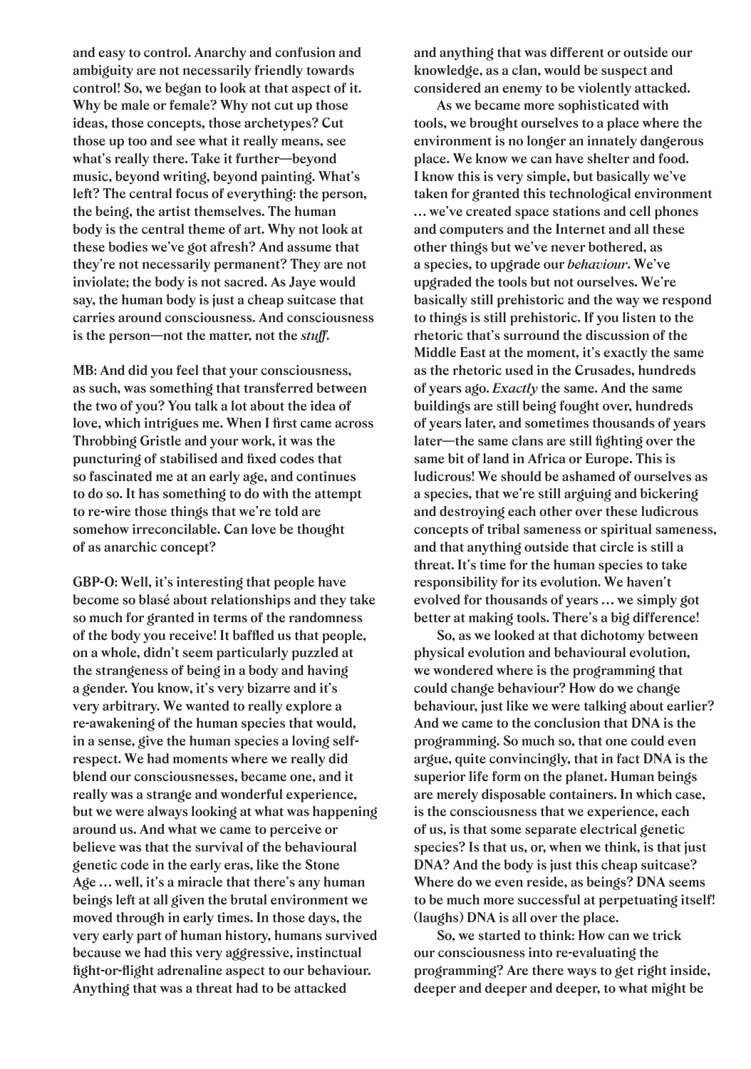and easy to control. Anarchy and confusion and ambiguity are not necessarily friendly towards control! So, we began to look at that aspect of it. Why be male or female? Why not cut up those ideas, those concepts, those archetypes? Cut those up too and see what it really means, see what's really there. Take it further—beyond music, beyond writing, beyond painting. What's left? The central focus of everything: the person, the being, the artist themselves. The human body is the central theme of art. Why not look at these bodies we've got afresh? And assume that they're not necessarily permanent? They are not inviolate; the body is not sacred. As Jaye would say, the human body is just a cheap suitcase that carries around consciousness. And consciousness is the person—not the matter, not the *stuff*.

MB: And did you feel that your consciousness, as such, was something that transferred between the two of you? You talk a lot about the idea of love, which intrigues me. When I first came across Throbbing Gristle and your work, it was the puncturing of stabilised and fixed codes that so fascinated me at an early age, and continues to do so. It has something to do with the attempt to re-wire those things that we're told are somehow irreconcilable. Can love be thought of as anarchic concept?

GBP-O: Well, it's interesting that people have become so blasé about relationships and they take so much for granted in terms of the randomness of the body you receive! It baffled us that people, on a whole, didn't seem particularly puzzled at the strangeness of being in a body and having a gender. You know, it's very bizarre and it's very arbitrary. We wanted to really explore a re-awakening of the human species that would, in a sense, give the human species a loving self-respect. We had moments where we really did blend our consciousnesses, became one, and it really was a strange and wonderful experience, but we were always looking at what was happening around us. And what we came to perceive or believe was that the survival of the behavioural genetic code in the early eras, like the Stone Age … well, it's a miracle that there's any human beings left at all given the brutal environment we moved through in early times. In those days, the very early part of human history, humans survived because we had this very aggressive, instinctual fight-or-flight adrenaline aspect to our behaviour. Anything that was a threat had to be attacked and anything that was different or outside our knowledge, as a clan, would be suspect and considered an enemy to be violently attacked.

As we became more sophisticated with tools, we brought ourselves to a place where the environment is no longer an innately dangerous place. We know we can have shelter and food. I know this is very simple, but basically we've taken for granted this technological environment … we've created space stations and cell phones and computers and the Internet and all these other things but we've never bothered, as a species, to upgrade our *behaviour*. We've upgraded the tools but not ourselves. We're basically still prehistoric and the way we respond to things is still prehistoric. If you listen to the rhetoric that's surround the discussion of the Middle East at the moment, it's exactly the same as the rhetoric used in the Crusades, hundreds of years ago. *Exactly* the same. And the same buildings are still being fought over, hundreds of years later, and sometimes thousands of years later—the same clans are still fighting over the same bit of land in Africa or Europe. This is ludicrous! We should be ashamed of ourselves as a species, that we're still arguing and bickering and destroying each other over these ludicrous concepts of tribal sameness or spiritual sameness, and that anything outside that circle is still a threat. It's time for the human species to take responsibility for its evolution. We haven't evolved for thousands of years … we simply got better at making tools. There's a big difference!

So, as we looked at that dichotomy between physical evolution and behavioural evolution, we wondered where is the programming that could change behaviour? How do we change behaviour, just like we were talking about earlier? And we came to the conclusion that DNA is the programming. So much so, that one could even argue, quite convincingly, that in fact DNA is the superior life form on the planet. Human beings are merely disposable containers. In which case, is the consciousness that we experience, each of us, is that some separate electrical genetic species? Is that us, or, when we think, is that just DNA? And the body is just this cheap suitcase? Where do we even reside, as beings? DNA seems to be much more successful at perpetuating itself! (laughs) DNA is all over the place.

So, we started to think: How can we trick our consciousness into re-evaluating the programming? Are there ways to get right inside, deeper and deeper and deeper, to what might be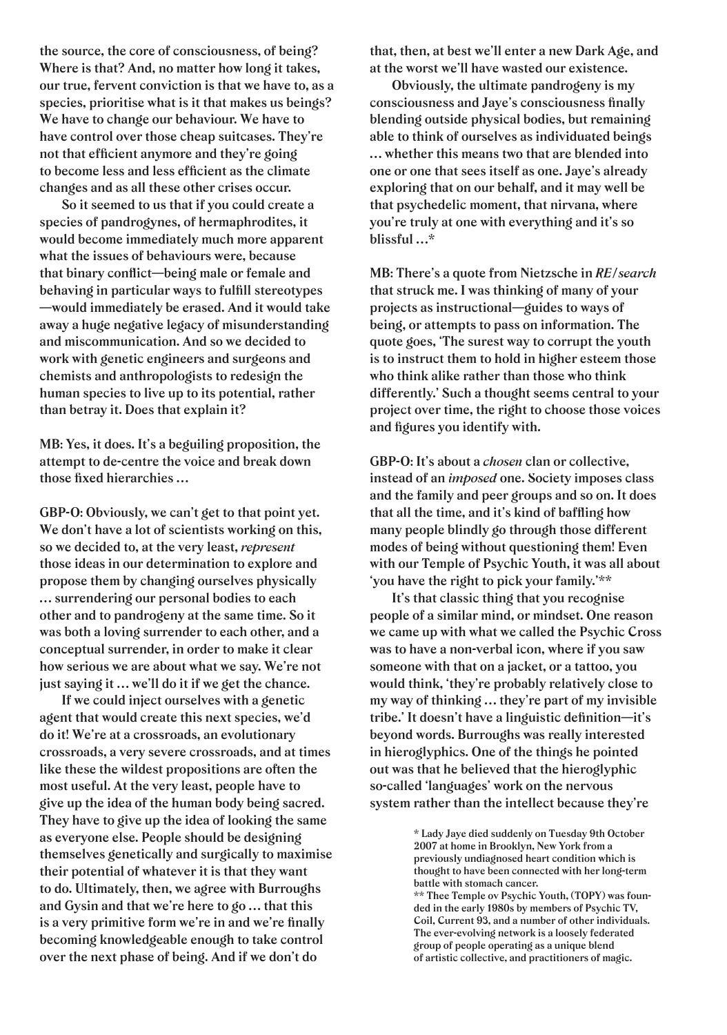the source, the core of consciousness, of being? Where is that? And, no matter how long it takes, our true, fervent conviction is that we have to, as a species, prioritise what is it that makes us beings? We have to change our behaviour. We have to have control over those cheap suitcases. They're not that efficient anymore and they're going to become less and less efficient as the climate changes and as all these other crises occur.

So it seemed to us that if you could create a species of pandrogynes, of hermaphrodites, it would become immediately much more apparent what the issues of behaviours were, because that binary conflict—being male or female and behaving in particular ways to fulfill stereotypes—would immediately be erased. And it would take away a huge negative legacy of misunderstanding and miscommunication. And so we decided to work with genetic engineers and surgeons and chemists and anthropologists to redesign the human species to live up to its potential, rather than betray it. Does that explain it?

**MB:** Yes, it does. It's a beguiling proposition, the attempt to de-centre the voice and break down those fixed hierarchies …

**GBP-O:** Obviously, we can't get to that point yet. We don't have a lot of scientists working on this, so we decided to, at the very least, *represent* those ideas in our determination to explore and propose them by changing ourselves physically … surrendering our personal bodies to each other and to pandrogeny at the same time. So it was both a loving surrender to each other, and a conceptual surrender, in order to make it clear how serious we are about what we say. We're not just saying it … we'll do it if we get the chance.

If we could inject ourselves with a genetic agent that would create this next species, we'd do it! We're at a crossroads, an evolutionary crossroads, a very severe crossroads, and at times like these the wildest propositions are often the most useful. At the very least, people have to give up the idea of the human body being sacred. They have to give up the idea of looking the same as everyone else. People should be designing themselves genetically and surgically to maximise their potential of whatever it is that they want to do. Ultimately, then, we agree with Burroughs and Gysin and that we're here to go … that this is a very primitive form we're in and we're finally becoming knowledgeable enough to take control over the next phase of being. And if we don't do that, then, at best we'll enter a new Dark Age, and at the worst we'll have wasted our existence.

Obviously, the ultimate pandrogeny is my consciousness and Jaye's consciousness finally blending outside physical bodies, but remaining able to think of ourselves as individuated beings … whether this means two that are blended into one or one that sees itself as one. Jaye's already exploring that on our behalf, and it may well be that psychedelic moment, that nirvana, where you're truly at one with everything and it's so blissful …*

**MB:** There's a quote from Nietzsche in *RE/search* that struck me. I was thinking of many of your projects as instructional—guides to ways of being, or attempts to pass on information. The quote goes, 'The surest way to corrupt the youth is to instruct them to hold in higher esteem those who think alike rather than those who think differently.' Such a thought seems central to your project over time, the right to choose those voices and figures you identify with.

**GBP-O:** It's about a *chosen* clan or collective, instead of an *imposed* one. Society imposes class and the family and peer groups and so on. It does that all the time, and it's kind of baffling how many people blindly go through those different modes of being without questioning them! Even with our Temple of Psychic Youth, it was all about 'you have the right to pick your family.'**

It's that classic thing that you recognise people of a similar mind, or mindset. One reason we came up with what we called the Psychic Cross was to have a non-verbal icon, where if you saw someone with that on a jacket, or a tattoo, you would think, 'they're probably relatively close to my way of thinking … they're part of my invisible tribe.' It doesn't have a linguistic definition—it's beyond words. Burroughs was really interested in hieroglyphics. One of the things he pointed out was that he believed that the hieroglyphic so-called 'languages' work on the nervous system rather than the intellect because they're

\* Lady Jaye died suddenly on Tuesday 9th October 2007 at home in Brooklyn, New York from a previously undiagnosed heart condition which is thought to have been connected with her long-term battle with stomach cancer.

\*\* Thee Temple ov Psychic Youth, (TOPY) was founded in the early 1980s by members of Psychic TV, Coil, Current 93, and a number of other individuals. The ever-evolving network is a loosely federated group of people operating as a unique blend of artistic collective, and practitioners of magic.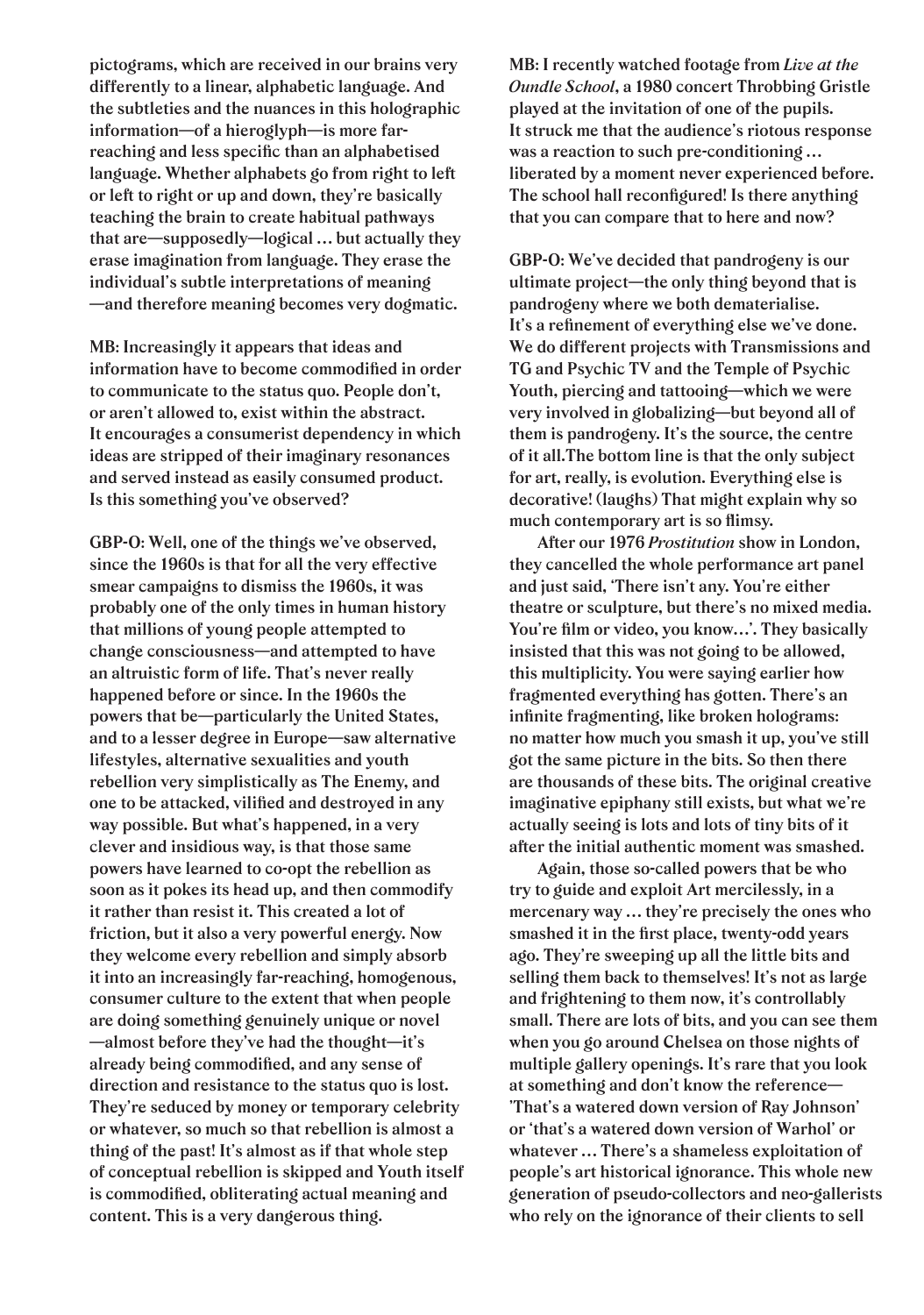**pictograms, which are received in our brains very differently to a linear, alphabetic language. And the subtleties and the nuances in this holographic information—of a hieroglyph—is more far-reaching and less specific than an alphabetised language. Whether alphabets go from right to left or left to right or up and down, they're basically teaching the brain to create habitual pathways that are—supposedly—logical … but actually they erase imagination from language. They erase the individual's subtle interpretations of meaning —and therefore meaning becomes very dogmatic.**

**MB: Increasingly it appears that ideas and information have to become commodified in order to communicate to the status quo. People don't, or aren't allowed to, exist within the abstract. It encourages a consumerist dependency in which ideas are stripped of their imaginary resonances and served instead as easily consumed product. Is this something you've observed?**

**GBP-O: Well, one of the things we've observed, since the 1960s is that for all the very effective smear campaigns to dismiss the 1960s, it was probably one of the only times in human history that millions of young people attempted to change consciousness—and attempted to have an altruistic form of life. That's never really happened before or since. In the 1960s the powers that be—particularly the United States, and to a lesser degree in Europe—saw alternative lifestyles, alternative sexualities and youth rebellion very simplistically as The Enemy, and one to be attacked, vilified and destroyed in any way possible. But what's happened, in a very clever and insidious way, is that those same powers have learned to co-opt the rebellion as soon as it pokes its head up, and then commodify it rather than resist it. This created a lot of friction, but it also a very powerful energy. Now they welcome every rebellion and simply absorb it into an increasingly far-reaching, homogenous, consumer culture to the extent that when people are doing something genuinely unique or novel —almost before they've had the thought—it's already being commodified, and any sense of direction and resistance to the status quo is lost. They're seduced by money or temporary celebrity or whatever, so much so that rebellion is almost a thing of the past! It's almost as if that whole step of conceptual rebellion is skipped and Youth itself is commodified, obliterating actual meaning and content. This is a very dangerous thing.**

**MB: I recently watched footage from *Live at the Oundle School*, a 1980 concert Throbbing Gristle played at the invitation of one of the pupils. It struck me that the audience's riotous response was a reaction to such pre-conditioning … liberated by a moment never experienced before. The school hall reconfigured! Is there anything that you can compare that to here and now?**

**GBP-O: We've decided that pandrogeny is our ultimate project—the only thing beyond that is pandrogeny where we both dematerialise. It's a refinement of everything else we've done. We do different projects with Transmissions and TG and Psychic TV and the Temple of Psychic Youth, piercing and tattooing—which we were very involved in globalizing—but beyond all of them is pandrogeny. It's the source, the centre of it all.The bottom line is that the only subject for art, really, is evolution. Everything else is decorative! (laughs) That might explain why so much contemporary art is so flimsy.**

**After our 1976 *Prostitution* show in London, they cancelled the whole performance art panel and just said, 'There isn't any. You're either theatre or sculpture, but there's no mixed media. You're film or video, you know…'. They basically insisted that this was not going to be allowed, this multiplicity. You were saying earlier how fragmented everything has gotten. There's an infinite fragmenting, like broken holograms: no matter how much you smash it up, you've still got the same picture in the bits. So then there are thousands of these bits. The original creative imaginative epiphany still exists, but what we're actually seeing is lots and lots of tiny bits of it after the initial authentic moment was smashed.**

**Again, those so-called powers that be who try to guide and exploit Art mercilessly, in a mercenary way … they're precisely the ones who smashed it in the first place, twenty-odd years ago. They're sweeping up all the little bits and selling them back to themselves! It's not as large and frightening to them now, it's controllably small. There are lots of bits, and you can see them when you go around Chelsea on those nights of multiple gallery openings. It's rare that you look at something and don't know the reference— 'That's a watered down version of Ray Johnson' or 'that's a watered down version of Warhol' or whatever … There's a shameless exploitation of people's art historical ignorance. This whole new generation of pseudo-collectors and neo-gallerists who rely on the ignorance of their clients to sell**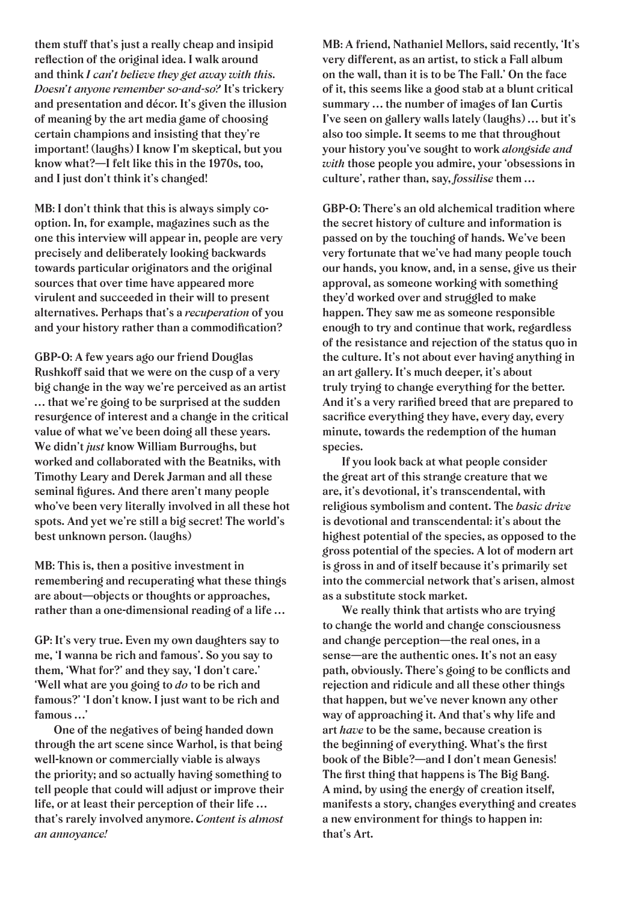them stuff that's just a really cheap and insipid reflection of the original idea. I walk around and think *I can't believe they get away with this. Doesn't anyone remember so-and-so?* It's trickery and presentation and décor. It's given the illusion of meaning by the art media game of choosing certain champions and insisting that they're important! (laughs) I know I'm skeptical, but you know what?—I felt like this in the 1970s, too, and I just don't think it's changed!

MB: I don't think that this is always simply co-option. In, for example, magazines such as the one this interview will appear in, people are very precisely and deliberately looking backwards towards particular originators and the original sources that over time have appeared more virulent and succeeded in their will to present alternatives. Perhaps that's a *recuperation* of you and your history rather than a commodification?

GBP-O: A few years ago our friend Douglas Rushkoff said that we were on the cusp of a very big change in the way we're perceived as an artist … that we're going to be surprised at the sudden resurgence of interest and a change in the critical value of what we've been doing all these years. We didn't *just* know William Burroughs, but worked and collaborated with the Beatniks, with Timothy Leary and Derek Jarman and all these seminal figures. And there aren't many people who've been very literally involved in all these hot spots. And yet we're still a big secret! The world's best unknown person. (laughs)

MB: This is, then a positive investment in remembering and recuperating what these things are about—objects or thoughts or approaches, rather than a one-dimensional reading of a life …

GP: It's very true. Even my own daughters say to me, 'I wanna be rich and famous'. So you say to them, 'What for?' and they say, 'I don't care.' 'Well what are you going to *do* to be rich and famous?' 'I don't know. I just want to be rich and famous …'

One of the negatives of being handed down through the art scene since Warhol, is that being well-known or commercially viable is always the priority; and so actually having something to tell people that could will adjust or improve their life, or at least their perception of their life … that's rarely involved anymore. *Content is almost an annoyance!*

MB: A friend, Nathaniel Mellors, said recently, 'It's very different, as an artist, to stick a Fall album on the wall, than it is to be The Fall.' On the face of it, this seems like a good stab at a blunt critical summary … the number of images of Ian Curtis I've seen on gallery walls lately (laughs) … but it's also too simple. It seems to me that throughout your history you've sought to work *alongside and with* those people you admire, your 'obsessions in culture', rather than, say, *fossilise* them …

GBP-O: There's an old alchemical tradition where the secret history of culture and information is passed on by the touching of hands. We've been very fortunate that we've had many people touch our hands, you know, and, in a sense, give us their approval, as someone working with something they'd worked over and struggled to make happen. They saw me as someone responsible enough to try and continue that work, regardless of the resistance and rejection of the status quo in the culture. It's not about ever having anything in an art gallery. It's much deeper, it's about truly trying to change everything for the better. And it's a very rarified breed that are prepared to sacrifice everything they have, every day, every minute, towards the redemption of the human species.

If you look back at what people consider the great art of this strange creature that we are, it's devotional, it's transcendental, with religious symbolism and content. The *basic drive* is devotional and transcendental: it's about the highest potential of the species, as opposed to the gross potential of the species. A lot of modern art is gross in and of itself because it's primarily set into the commercial network that's arisen, almost as a substitute stock market.

We really think that artists who are trying to change the world and change consciousness and change perception—the real ones, in a sense—are the authentic ones. It's not an easy path, obviously. There's going to be conflicts and rejection and ridicule and all these other things that happen, but we've never known any other way of approaching it. And that's why life and art *have* to be the same, because creation is the beginning of everything. What's the first book of the Bible?—and I don't mean Genesis! The first thing that happens is The Big Bang. A mind, by using the energy of creation itself, manifests a story, changes everything and creates a new environment for things to happen in: that's Art.